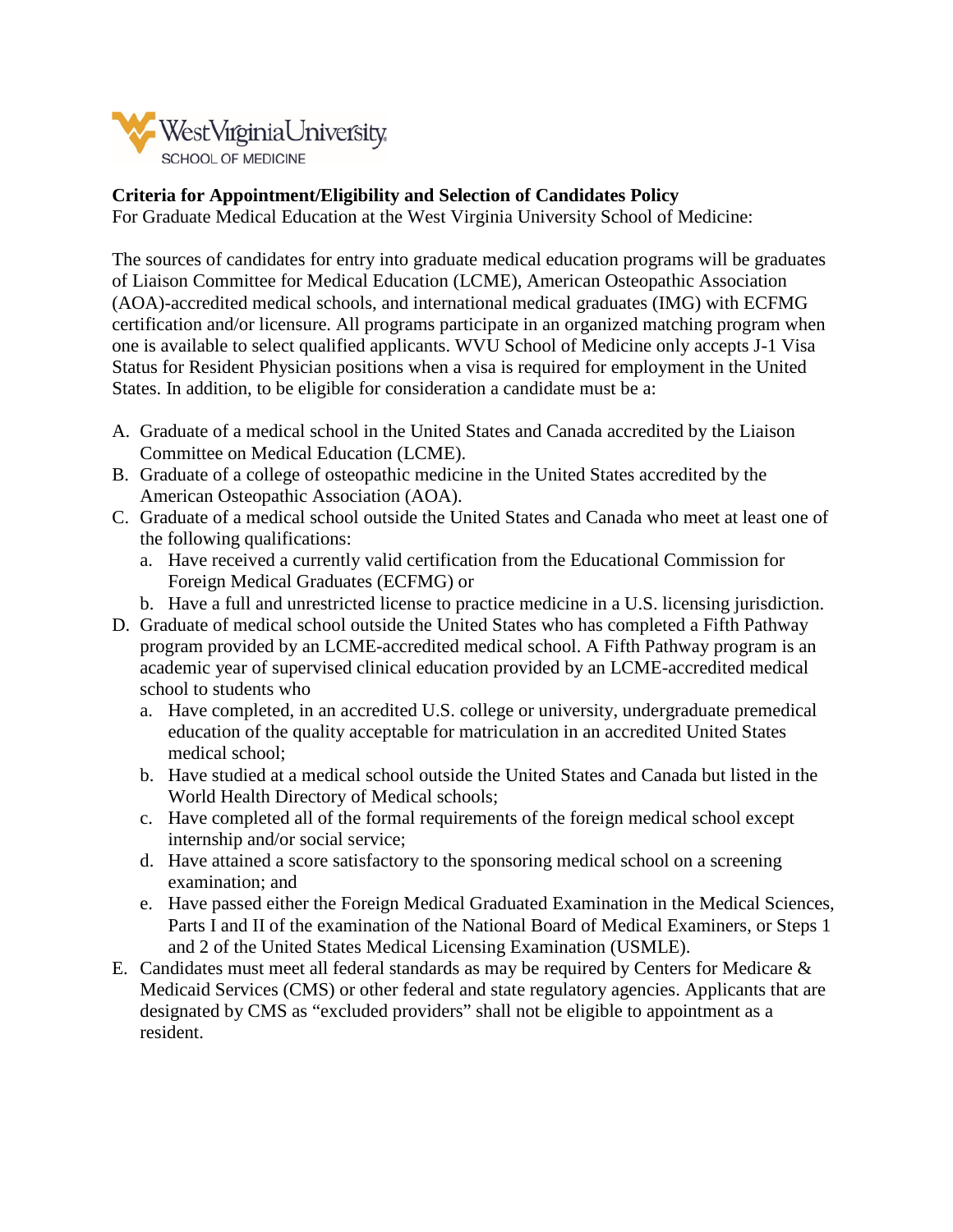West Virginia University SCHOOL OF MEDICINE

**Criteria for Appointment/Eligibility and Selection of Candidates Policy**

For Graduate Medical Education at the West Virginia University School of Medicine:

The sources of candidates for entry into graduate medical education programs will be graduates of Liaison Committee for Medical Education (LCME), American Osteopathic Association (AOA)-accredited medical schools, and international medical graduates (IMG) with ECFMG certification and/or licensure. All programs participate in an organized matching program when one is available to select qualified applicants. WVU School of Medicine only accepts J-1 Visa Status for Resident Physician positions when a visa is required for employment in the United States. In addition, to be eligible for consideration a candidate must be a:

A. Graduate of a medical school in the United States and Canada accredited by the Liaison Committee on Medical Education (LCME).
B. Graduate of a college of osteopathic medicine in the United States accredited by the American Osteopathic Association (AOA).
C. Graduate of a medical school outside the United States and Canada who meet at least one of the following qualifications:
   a. Have received a currently valid certification from the Educational Commission for Foreign Medical Graduates (ECFMG) or
   b. Have a full and unrestricted license to practice medicine in a U.S. licensing jurisdiction.
D. Graduate of medical school outside the United States who has completed a Fifth Pathway program provided by an LCME-accredited medical school. A Fifth Pathway program is an academic year of supervised clinical education provided by an LCME-accredited medical school to students who
   a. Have completed, in an accredited U.S. college or university, undergraduate premedical education of the quality acceptable for matriculation in an accredited United States medical school;
   b. Have studied at a medical school outside the United States and Canada but listed in the World Health Directory of Medical schools;
   c. Have completed all of the formal requirements of the foreign medical school except internship and/or social service;
   d. Have attained a score satisfactory to the sponsoring medical school on a screening examination; and
   e. Have passed either the Foreign Medical Graduated Examination in the Medical Sciences, Parts I and II of the examination of the National Board of Medical Examiners, or Steps 1 and 2 of the United States Medical Licensing Examination (USMLE).
E. Candidates must meet all federal standards as may be required by Centers for Medicare & Medicaid Services (CMS) or other federal and state regulatory agencies. Applicants that are designated by CMS as "excluded providers" shall not be eligible to appointment as a resident.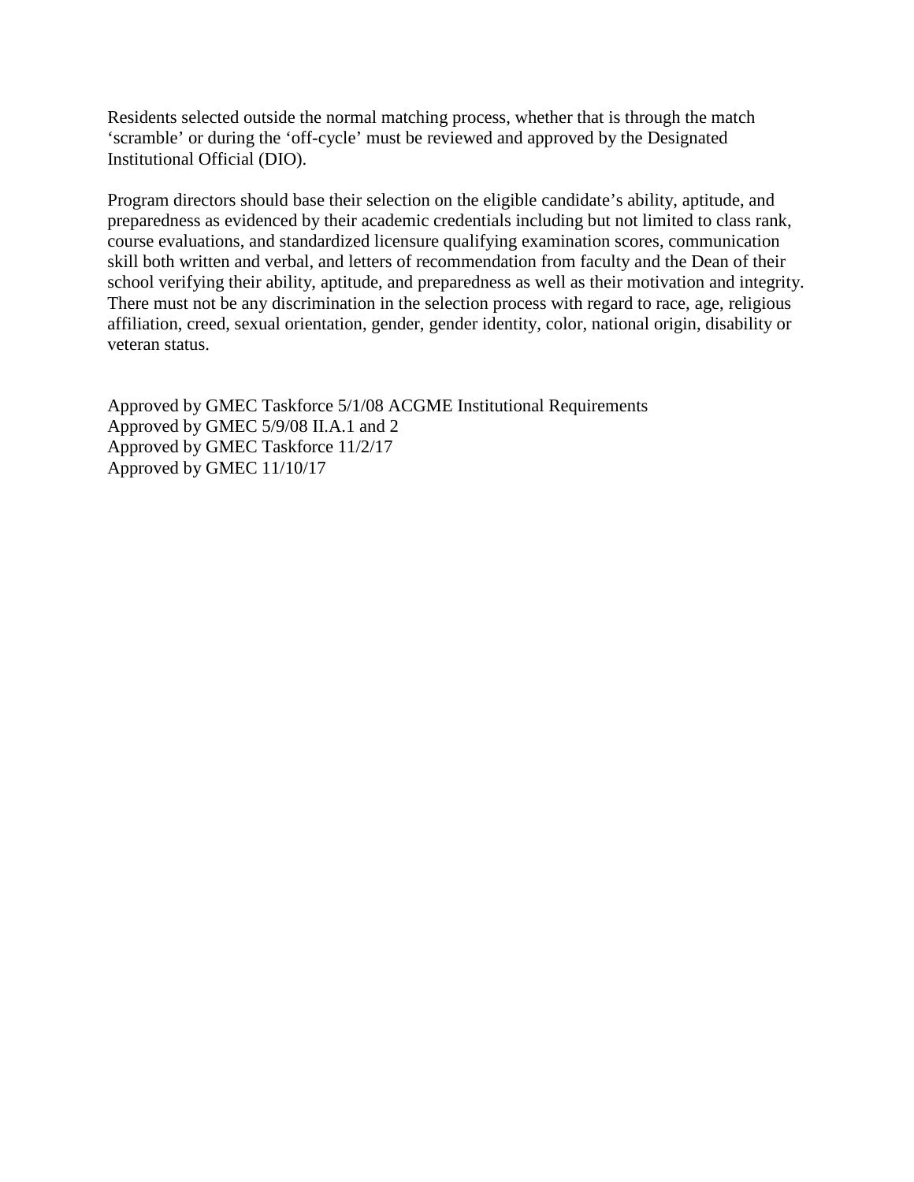Residents selected outside the normal matching process, whether that is through the match 'scramble' or during the 'off-cycle' must be reviewed and approved by the Designated Institutional Official (DIO).

Program directors should base their selection on the eligible candidate's ability, aptitude, and preparedness as evidenced by their academic credentials including but not limited to class rank, course evaluations, and standardized licensure qualifying examination scores, communication skill both written and verbal, and letters of recommendation from faculty and the Dean of their school verifying their ability, aptitude, and preparedness as well as their motivation and integrity. There must not be any discrimination in the selection process with regard to race, age, religious affiliation, creed, sexual orientation, gender, gender identity, color, national origin, disability or veteran status.

Approved by GMEC Taskforce 5/1/08 ACGME Institutional Requirements
Approved by GMEC 5/9/08 II.A.1 and 2
Approved by GMEC Taskforce 11/2/17
Approved by GMEC 11/10/17